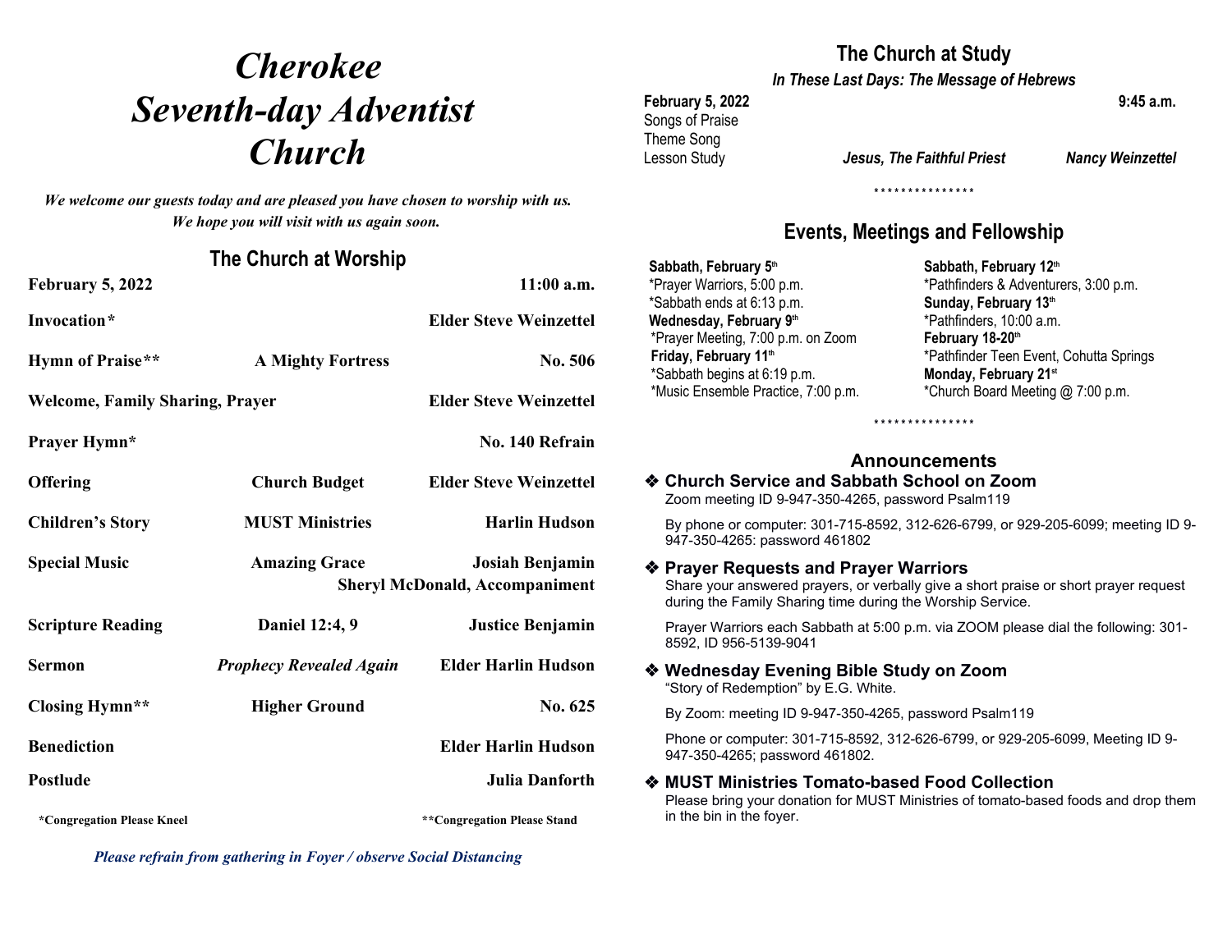# *Cherokee Seventh-day Adventist Church*

*We welcome our guests today and are pleased you have chosen to worship with us. We hope you will visit with us again soon.*

## The Church at Worship

**February 5, 2022** **11:00 a.m.**

| | | |
|---|---|---|
| **Invocation*** | | **Elder Steve Weinzettel** |
| **Hymn of Praise**** | **A Mighty Fortress** | **No. 506** |
| **Welcome, Family Sharing, Prayer** | | **Elder Steve Weinzettel** |
| **Prayer Hymn*** | | **No. 140 Refrain** |
| **Offering** | **Church Budget** | **Elder Steve Weinzettel** |
| **Children's Story** | **MUST Ministries** | **Harlin Hudson** |
| **Special Music** | **Amazing Grace** | **Josiah Benjamin** <br> **Sheryl McDonald, Accompaniment** |
| **Scripture Reading** | **Daniel 12:4, 9** | **Justice Benjamin** |
| **Sermon** | ***Prophecy Revealed Again*** | **Elder Harlin Hudson** |
| **Closing Hymn**** | **Higher Ground** | **No. 625** |
| **Benediction** | | **Elder Harlin Hudson** |
| **Postlude** | | **Julia Danforth** |

**\*Congregation Please Kneel** **\*\*Congregation Please Stand**

***Please refrain from gathering in Foyer / observe Social Distancing***

## The Church at Study

***In These Last Days: The Message of Hebrews***

**February 5, 2022** **9:45 a.m.**

Songs of Praise
Theme Song
Lesson Study — ***Jesus, The Faithful Priest*** — ***Nancy Weinzettel***

\* \* \* \* \* \* \* \* \* \* \* \* \* \* \*

## Events, Meetings and Fellowship

**Sabbath, February 5th**
*Prayer Warriors, 5:00 p.m.
*Sabbath ends at 6:13 p.m.

**Wednesday, February 9th**
*Prayer Meeting, 7:00 p.m. on Zoom

**Friday, February 11th**
*Sabbath begins at 6:19 p.m.
*Music Ensemble Practice, 7:00 p.m.

**Sabbath, February 12th**
*Pathfinders & Adventurers, 3:00 p.m.

**Sunday, February 13th**
*Pathfinders, 10:00 a.m.

**February 18-20th**
*Pathfinder Teen Event, Cohutta Springs

**Monday, February 21st**
*Church Board Meeting @ 7:00 p.m.

\* \* \* \* \* \* \* \* \* \* \* \* \* \* \*

## Announcements

### ❖ Church Service and Sabbath School on Zoom

Zoom meeting ID 9-947-350-4265, password Psalm119

By phone or computer: 301-715-8592, 312-626-6799, or 929-205-6099; meeting ID 9-947-350-4265: password 461802

### ❖ Prayer Requests and Prayer Warriors

Share your answered prayers, or verbally give a short praise or short prayer request during the Family Sharing time during the Worship Service.

Prayer Warriors each Sabbath at 5:00 p.m. via ZOOM please dial the following: 301-8592, ID 956-5139-9041

### ❖ Wednesday Evening Bible Study on Zoom

"Story of Redemption" by E.G. White.

By Zoom: meeting ID 9-947-350-4265, password Psalm119

Phone or computer: 301-715-8592, 312-626-6799, or 929-205-6099, Meeting ID 9-947-350-4265; password 461802.

### ❖ MUST Ministries Tomato-based Food Collection

Please bring your donation for MUST Ministries of tomato-based foods and drop them in the bin in the foyer.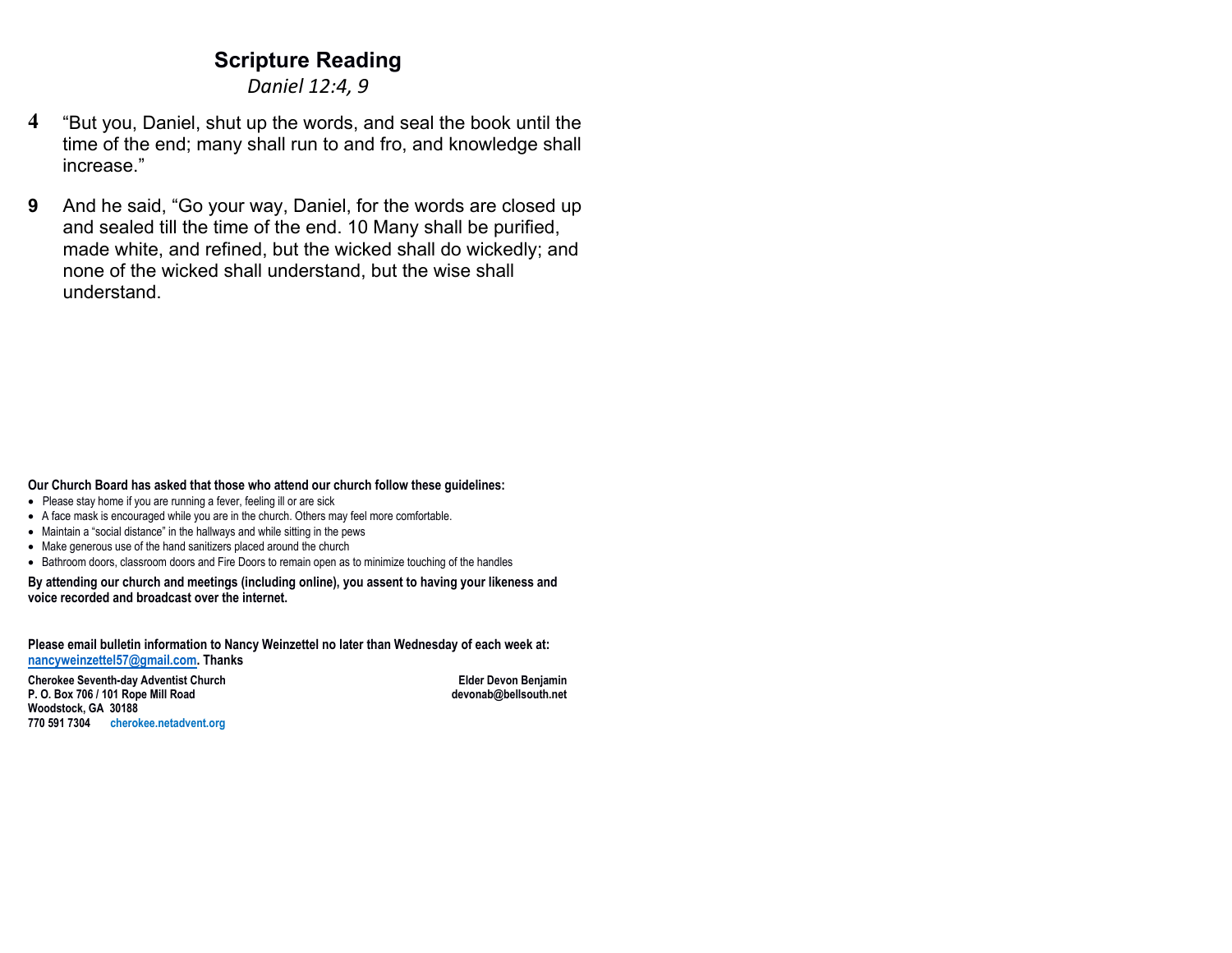## Scripture Reading

*Daniel 12:4, 9*

**4** “But you, Daniel, shut up the words, and seal the book until the time of the end; many shall run to and fro, and knowledge shall increase.”

**9** And he said, “Go your way, Daniel, for the words are closed up and sealed till the time of the end. 10 Many shall be purified, made white, and refined, but the wicked shall do wickedly; and none of the wicked shall understand, but the wise shall understand.

**Our Church Board has asked that those who attend our church follow these guidelines:**

- Please stay home if you are running a fever, feeling ill or are sick
- A face mask is encouraged while you are in the church. Others may feel more comfortable.
- Maintain a “social distance” in the hallways and while sitting in the pews
- Make generous use of the hand sanitizers placed around the church
- Bathroom doors, classroom doors and Fire Doors to remain open as to minimize touching of the handles

**By attending our church and meetings (including online), you assent to having your likeness and voice recorded and broadcast over the internet.**

**Please email bulletin information to Nancy Weinzettel no later than Wednesday of each week at: nancyweinzettel57@gmail.com. Thanks**

**Cherokee Seventh-day Adventist Church**
**P. O. Box 706 / 101 Rope Mill Road**
**Woodstock, GA 30188**
**770 591 7304** **cherokee.netadvent.org**

**Elder Devon Benjamin**
**devonab@bellsouth.net**